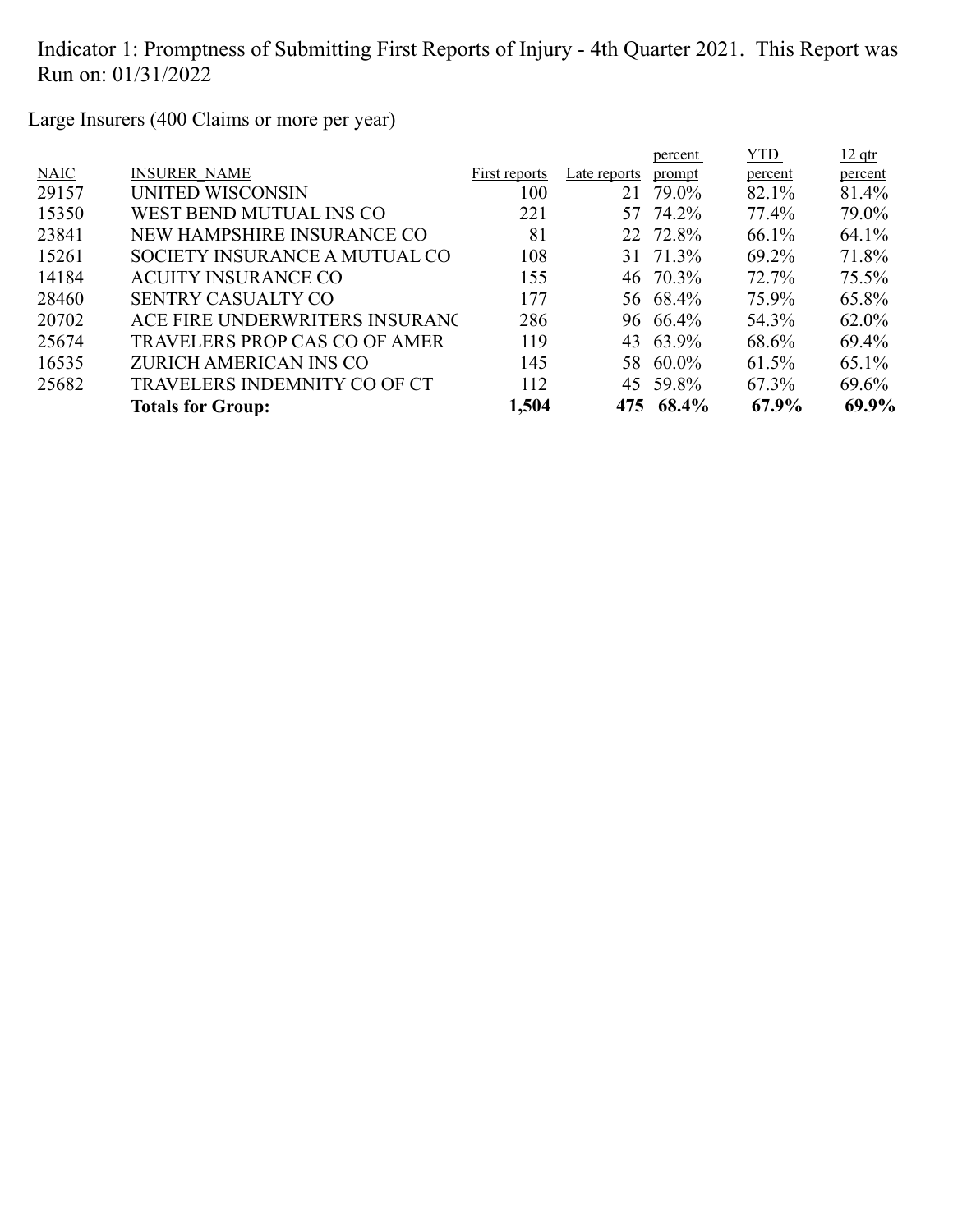Indicator 1: Promptness of Submitting First Reports of Injury - 4th Quarter 2021. This Report was Run on: 01/31/2022

Large Insurers (400 Claims or more per year)

| NAIC | INSURER_NAME | First reports | Late reports | percent prompt | YTD percent | 12 qtr percent |
|---|---|---|---|---|---|---|
| 29157 | UNITED WISCONSIN | 100 | 21 | 79.0% | 82.1% | 81.4% |
| 15350 | WEST BEND MUTUAL INS CO | 221 | 57 | 74.2% | 77.4% | 79.0% |
| 23841 | NEW HAMPSHIRE INSURANCE CO | 81 | 22 | 72.8% | 66.1% | 64.1% |
| 15261 | SOCIETY INSURANCE A MUTUAL CO | 108 | 31 | 71.3% | 69.2% | 71.8% |
| 14184 | ACUITY INSURANCE CO | 155 | 46 | 70.3% | 72.7% | 75.5% |
| 28460 | SENTRY CASUALTY CO | 177 | 56 | 68.4% | 75.9% | 65.8% |
| 20702 | ACE FIRE UNDERWRITERS INSURANC | 286 | 96 | 66.4% | 54.3% | 62.0% |
| 25674 | TRAVELERS PROP CAS CO OF AMER | 119 | 43 | 63.9% | 68.6% | 69.4% |
| 16535 | ZURICH AMERICAN INS CO | 145 | 58 | 60.0% | 61.5% | 65.1% |
| 25682 | TRAVELERS INDEMNITY CO OF CT | 112 | 45 | 59.8% | 67.3% | 69.6% |
| | **Totals for Group:** | **1,504** | **475** | **68.4%** | **67.9%** | **69.9%** |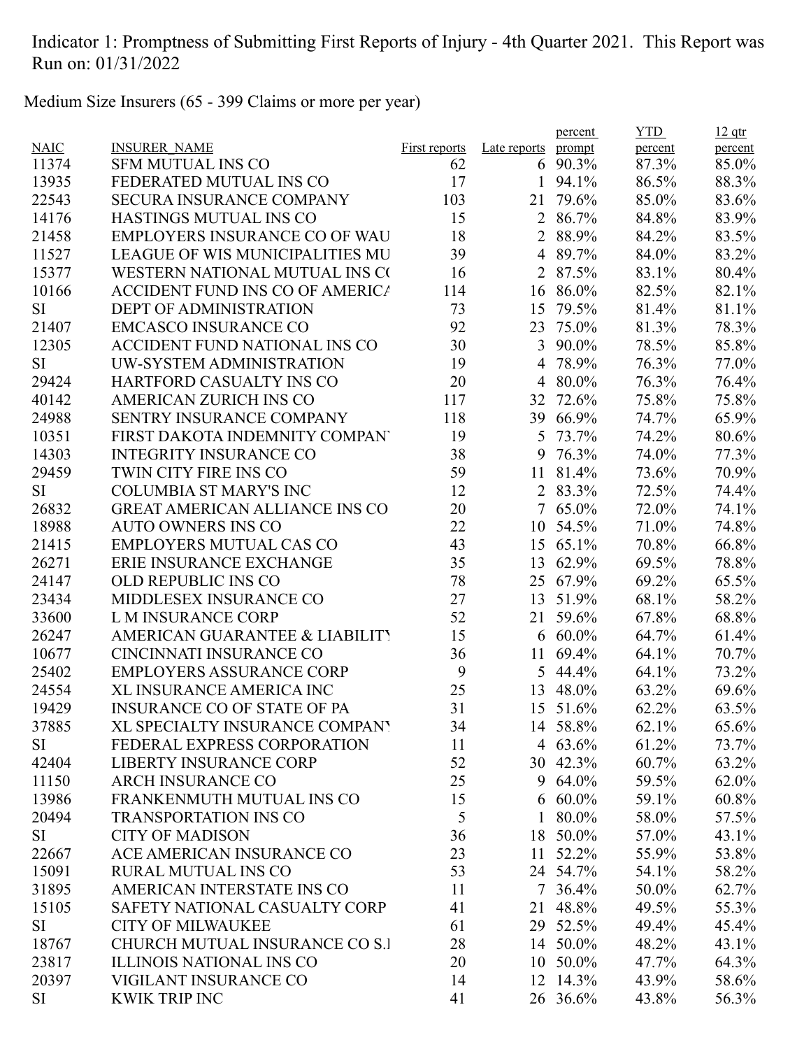Indicator 1: Promptness of Submitting First Reports of Injury - 4th Quarter 2021. This Report was Run on: 01/31/2022

Medium Size Insurers (65 - 399 Claims or more per year)

| NAIC | INSURER_NAME | First reports | Late reports | percent prompt | YTD percent | 12 qtr percent |
|---|---|---|---|---|---|---|
| 11374 | SFM MUTUAL INS CO | 62 | 6 | 90.3% | 87.3% | 85.0% |
| 13935 | FEDERATED MUTUAL INS CO | 17 | 1 | 94.1% | 86.5% | 88.3% |
| 22543 | SECURA INSURANCE COMPANY | 103 | 21 | 79.6% | 85.0% | 83.6% |
| 14176 | HASTINGS MUTUAL INS CO | 15 | 2 | 86.7% | 84.8% | 83.9% |
| 21458 | EMPLOYERS INSURANCE CO OF WAU | 18 | 2 | 88.9% | 84.2% | 83.5% |
| 11527 | LEAGUE OF WIS MUNICIPALITIES MU | 39 | 4 | 89.7% | 84.0% | 83.2% |
| 15377 | WESTERN NATIONAL MUTUAL INS CO | 16 | 2 | 87.5% | 83.1% | 80.4% |
| 10166 | ACCIDENT FUND INS CO OF AMERICA | 114 | 16 | 86.0% | 82.5% | 82.1% |
| SI | DEPT OF ADMINISTRATION | 73 | 15 | 79.5% | 81.4% | 81.1% |
| 21407 | EMCASCO INSURANCE CO | 92 | 23 | 75.0% | 81.3% | 78.3% |
| 12305 | ACCIDENT FUND NATIONAL INS CO | 30 | 3 | 90.0% | 78.5% | 85.8% |
| SI | UW-SYSTEM ADMINISTRATION | 19 | 4 | 78.9% | 76.3% | 77.0% |
| 29424 | HARTFORD CASUALTY INS CO | 20 | 4 | 80.0% | 76.3% | 76.4% |
| 40142 | AMERICAN ZURICH INS CO | 117 | 32 | 72.6% | 75.8% | 75.8% |
| 24988 | SENTRY INSURANCE COMPANY | 118 | 39 | 66.9% | 74.7% | 65.9% |
| 10351 | FIRST DAKOTA INDEMNITY COMPANY | 19 | 5 | 73.7% | 74.2% | 80.6% |
| 14303 | INTEGRITY INSURANCE CO | 38 | 9 | 76.3% | 74.0% | 77.3% |
| 29459 | TWIN CITY FIRE INS CO | 59 | 11 | 81.4% | 73.6% | 70.9% |
| SI | COLUMBIA ST MARY'S INC | 12 | 2 | 83.3% | 72.5% | 74.4% |
| 26832 | GREAT AMERICAN ALLIANCE INS CO | 20 | 7 | 65.0% | 72.0% | 74.1% |
| 18988 | AUTO OWNERS INS CO | 22 | 10 | 54.5% | 71.0% | 74.8% |
| 21415 | EMPLOYERS MUTUAL CAS CO | 43 | 15 | 65.1% | 70.8% | 66.8% |
| 26271 | ERIE INSURANCE EXCHANGE | 35 | 13 | 62.9% | 69.5% | 78.8% |
| 24147 | OLD REPUBLIC INS CO | 78 | 25 | 67.9% | 69.2% | 65.5% |
| 23434 | MIDDLESEX INSURANCE CO | 27 | 13 | 51.9% | 68.1% | 58.2% |
| 33600 | L M INSURANCE CORP | 52 | 21 | 59.6% | 67.8% | 68.8% |
| 26247 | AMERICAN GUARANTEE & LIABILITY | 15 | 6 | 60.0% | 64.7% | 61.4% |
| 10677 | CINCINNATI INSURANCE CO | 36 | 11 | 69.4% | 64.1% | 70.7% |
| 25402 | EMPLOYERS ASSURANCE CORP | 9 | 5 | 44.4% | 64.1% | 73.2% |
| 24554 | XL INSURANCE AMERICA INC | 25 | 13 | 48.0% | 63.2% | 69.6% |
| 19429 | INSURANCE CO OF STATE OF PA | 31 | 15 | 51.6% | 62.2% | 63.5% |
| 37885 | XL SPECIALTY INSURANCE COMPANY | 34 | 14 | 58.8% | 62.1% | 65.6% |
| SI | FEDERAL EXPRESS CORPORATION | 11 | 4 | 63.6% | 61.2% | 73.7% |
| 42404 | LIBERTY INSURANCE CORP | 52 | 30 | 42.3% | 60.7% | 63.2% |
| 11150 | ARCH INSURANCE CO | 25 | 9 | 64.0% | 59.5% | 62.0% |
| 13986 | FRANKENMUTH MUTUAL INS CO | 15 | 6 | 60.0% | 59.1% | 60.8% |
| 20494 | TRANSPORTATION INS CO | 5 | 1 | 80.0% | 58.0% | 57.5% |
| SI | CITY OF MADISON | 36 | 18 | 50.0% | 57.0% | 43.1% |
| 22667 | ACE AMERICAN INSURANCE CO | 23 | 11 | 52.2% | 55.9% | 53.8% |
| 15091 | RURAL MUTUAL INS CO | 53 | 24 | 54.7% | 54.1% | 58.2% |
| 31895 | AMERICAN INTERSTATE INS CO | 11 | 7 | 36.4% | 50.0% | 62.7% |
| 15105 | SAFETY NATIONAL CASUALTY CORP | 41 | 21 | 48.8% | 49.5% | 55.3% |
| SI | CITY OF MILWAUKEE | 61 | 29 | 52.5% | 49.4% | 45.4% |
| 18767 | CHURCH MUTUAL INSURANCE CO S.I | 28 | 14 | 50.0% | 48.2% | 43.1% |
| 23817 | ILLINOIS NATIONAL INS CO | 20 | 10 | 50.0% | 47.7% | 64.3% |
| 20397 | VIGILANT INSURANCE CO | 14 | 12 | 14.3% | 43.9% | 58.6% |
| SI | KWIK TRIP INC | 41 | 26 | 36.6% | 43.8% | 56.3% |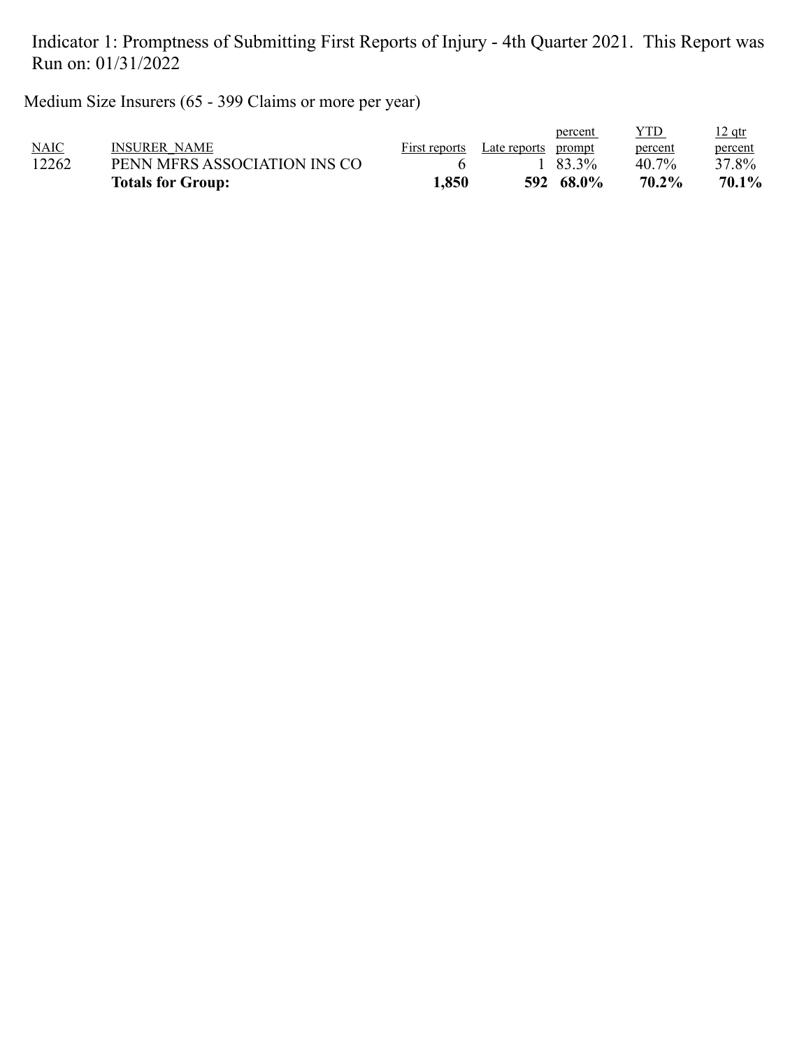Indicator 1: Promptness of Submitting First Reports of Injury - 4th Quarter 2021. This Report was Run on: 01/31/2022

Medium Size Insurers (65 - 399 Claims or more per year)

| NAIC | INSURER_NAME | First reports | Late reports | percent prompt | YTD percent | 12 qtr percent |
|---|---|---|---|---|---|---|
| 12262 | PENN MFRS ASSOCIATION INS CO | 6 | 1 | 83.3% | 40.7% | 37.8% |
| | **Totals for Group:** | **1,850** | **592** | **68.0%** | **70.2%** | **70.1%** |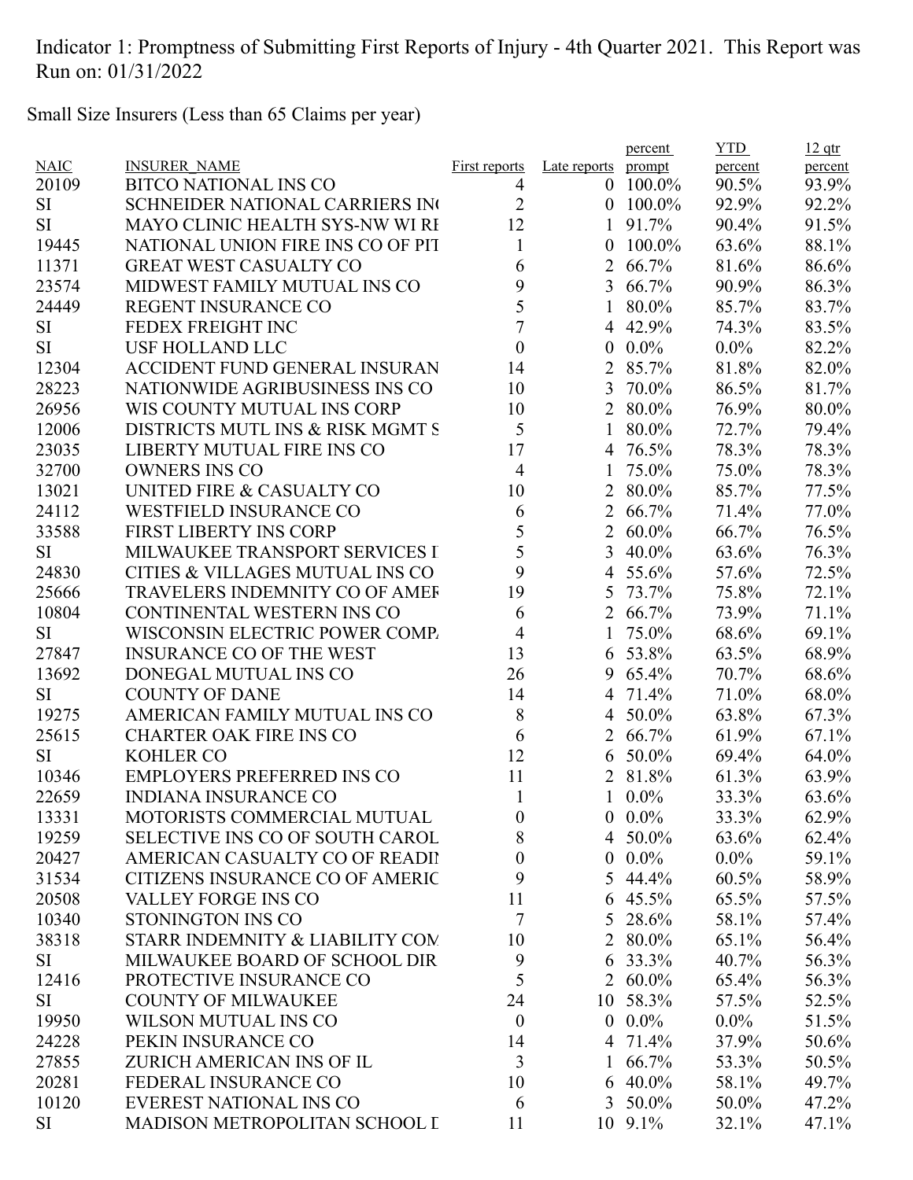Indicator 1: Promptness of Submitting First Reports of Injury - 4th Quarter 2021. This Report was Run on: 01/31/2022

Small Size Insurers (Less than 65 Claims per year)

| NAIC | INSURER_NAME | First reports | Late reports | percent prompt | YTD percent | 12 qtr percent |
|---|---|---|---|---|---|---|
| 20109 | BITCO NATIONAL INS CO | 4 | 0 | 100.0% | 90.5% | 93.9% |
| SI | SCHNEIDER NATIONAL CARRIERS IN( | 2 | 0 | 100.0% | 92.9% | 92.2% |
| SI | MAYO CLINIC HEALTH SYS-NW WI RI | 12 | 1 | 91.7% | 90.4% | 91.5% |
| 19445 | NATIONAL UNION FIRE INS CO OF PIT | 1 | 0 | 100.0% | 63.6% | 88.1% |
| 11371 | GREAT WEST CASUALTY CO | 6 | 2 | 66.7% | 81.6% | 86.6% |
| 23574 | MIDWEST FAMILY MUTUAL INS CO | 9 | 3 | 66.7% | 90.9% | 86.3% |
| 24449 | REGENT INSURANCE CO | 5 | 1 | 80.0% | 85.7% | 83.7% |
| SI | FEDEX FREIGHT INC | 7 | 4 | 42.9% | 74.3% | 83.5% |
| SI | USF HOLLAND LLC | 0 | 0 | 0.0% | 0.0% | 82.2% |
| 12304 | ACCIDENT FUND GENERAL INSURAN | 14 | 2 | 85.7% | 81.8% | 82.0% |
| 28223 | NATIONWIDE AGRIBUSINESS INS CO | 10 | 3 | 70.0% | 86.5% | 81.7% |
| 26956 | WIS COUNTY MUTUAL INS CORP | 10 | 2 | 80.0% | 76.9% | 80.0% |
| 12006 | DISTRICTS MUTL INS & RISK MGMT S | 5 | 1 | 80.0% | 72.7% | 79.4% |
| 23035 | LIBERTY MUTUAL FIRE INS CO | 17 | 4 | 76.5% | 78.3% | 78.3% |
| 32700 | OWNERS INS CO | 4 | 1 | 75.0% | 75.0% | 78.3% |
| 13021 | UNITED FIRE & CASUALTY CO | 10 | 2 | 80.0% | 85.7% | 77.5% |
| 24112 | WESTFIELD INSURANCE CO | 6 | 2 | 66.7% | 71.4% | 77.0% |
| 33588 | FIRST LIBERTY INS CORP | 5 | 2 | 60.0% | 66.7% | 76.5% |
| SI | MILWAUKEE TRANSPORT SERVICES I | 5 | 3 | 40.0% | 63.6% | 76.3% |
| 24830 | CITIES & VILLAGES MUTUAL INS CO | 9 | 4 | 55.6% | 57.6% | 72.5% |
| 25666 | TRAVELERS INDEMNITY CO OF AMEF | 19 | 5 | 73.7% | 75.8% | 72.1% |
| 10804 | CONTINENTAL WESTERN INS CO | 6 | 2 | 66.7% | 73.9% | 71.1% |
| SI | WISCONSIN ELECTRIC POWER COMP. | 4 | 1 | 75.0% | 68.6% | 69.1% |
| 27847 | INSURANCE CO OF THE WEST | 13 | 6 | 53.8% | 63.5% | 68.9% |
| 13692 | DONEGAL MUTUAL INS CO | 26 | 9 | 65.4% | 70.7% | 68.6% |
| SI | COUNTY OF DANE | 14 | 4 | 71.4% | 71.0% | 68.0% |
| 19275 | AMERICAN FAMILY MUTUAL INS CO | 8 | 4 | 50.0% | 63.8% | 67.3% |
| 25615 | CHARTER OAK FIRE INS CO | 6 | 2 | 66.7% | 61.9% | 67.1% |
| SI | KOHLER CO | 12 | 6 | 50.0% | 69.4% | 64.0% |
| 10346 | EMPLOYERS PREFERRED INS CO | 11 | 2 | 81.8% | 61.3% | 63.9% |
| 22659 | INDIANA INSURANCE CO | 1 | 1 | 0.0% | 33.3% | 63.6% |
| 13331 | MOTORISTS COMMERCIAL MUTUAL | 0 | 0 | 0.0% | 33.3% | 62.9% |
| 19259 | SELECTIVE INS CO OF SOUTH CAROL | 8 | 4 | 50.0% | 63.6% | 62.4% |
| 20427 | AMERICAN CASUALTY CO OF READII | 0 | 0 | 0.0% | 0.0% | 59.1% |
| 31534 | CITIZENS INSURANCE CO OF AMERIC | 9 | 5 | 44.4% | 60.5% | 58.9% |
| 20508 | VALLEY FORGE INS CO | 11 | 6 | 45.5% | 65.5% | 57.5% |
| 10340 | STONINGTON INS CO | 7 | 5 | 28.6% | 58.1% | 57.4% |
| 38318 | STARR INDEMNITY & LIABILITY COM | 10 | 2 | 80.0% | 65.1% | 56.4% |
| SI | MILWAUKEE BOARD OF SCHOOL DIR | 9 | 6 | 33.3% | 40.7% | 56.3% |
| 12416 | PROTECTIVE INSURANCE CO | 5 | 2 | 60.0% | 65.4% | 56.3% |
| SI | COUNTY OF MILWAUKEE | 24 | 10 | 58.3% | 57.5% | 52.5% |
| 19950 | WILSON MUTUAL INS CO | 0 | 0 | 0.0% | 0.0% | 51.5% |
| 24228 | PEKIN INSURANCE CO | 14 | 4 | 71.4% | 37.9% | 50.6% |
| 27855 | ZURICH AMERICAN INS OF IL | 3 | 1 | 66.7% | 53.3% | 50.5% |
| 20281 | FEDERAL INSURANCE CO | 10 | 6 | 40.0% | 58.1% | 49.7% |
| 10120 | EVEREST NATIONAL INS CO | 6 | 3 | 50.0% | 50.0% | 47.2% |
| SI | MADISON METROPOLITAN SCHOOL I | 11 | 10 | 9.1% | 32.1% | 47.1% |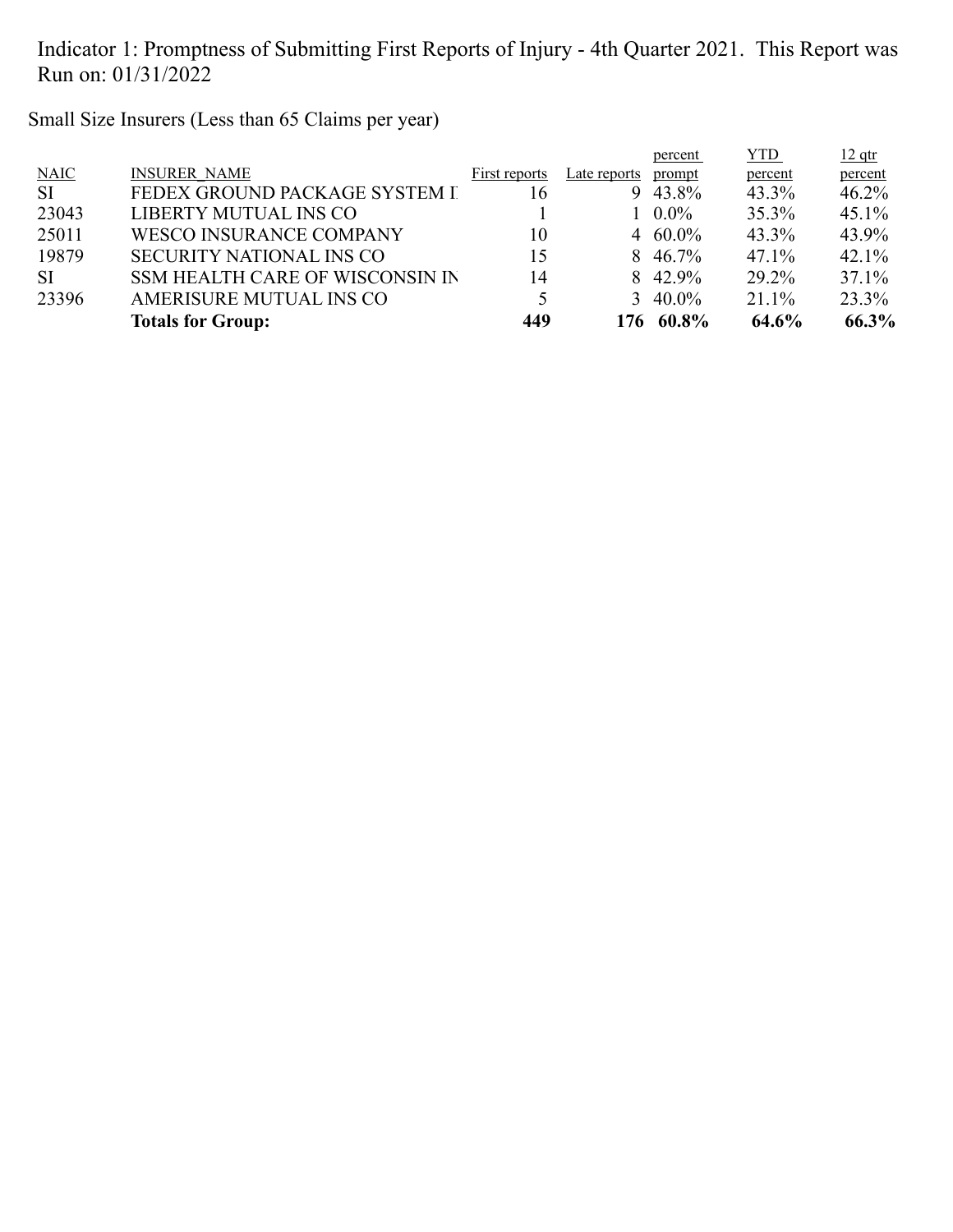Indicator 1: Promptness of Submitting First Reports of Injury - 4th Quarter 2021. This Report was Run on: 01/31/2022

Small Size Insurers (Less than 65 Claims per year)

| NAIC | INSURER_NAME | First reports | Late reports | percent prompt | YTD percent | 12 qtr percent |
|---|---|---|---|---|---|---|
| SI | FEDEX GROUND PACKAGE SYSTEM I | 16 | 9 | 43.8% | 43.3% | 46.2% |
| 23043 | LIBERTY MUTUAL INS CO | 1 | 1 | 0.0% | 35.3% | 45.1% |
| 25011 | WESCO INSURANCE COMPANY | 10 | 4 | 60.0% | 43.3% | 43.9% |
| 19879 | SECURITY NATIONAL INS CO | 15 | 8 | 46.7% | 47.1% | 42.1% |
| SI | SSM HEALTH CARE OF WISCONSIN IN | 14 | 8 | 42.9% | 29.2% | 37.1% |
| 23396 | AMERISURE MUTUAL INS CO | 5 | 3 | 40.0% | 21.1% | 23.3% |
| | **Totals for Group:** | **449** | **176** | **60.8%** | **64.6%** | **66.3%** |